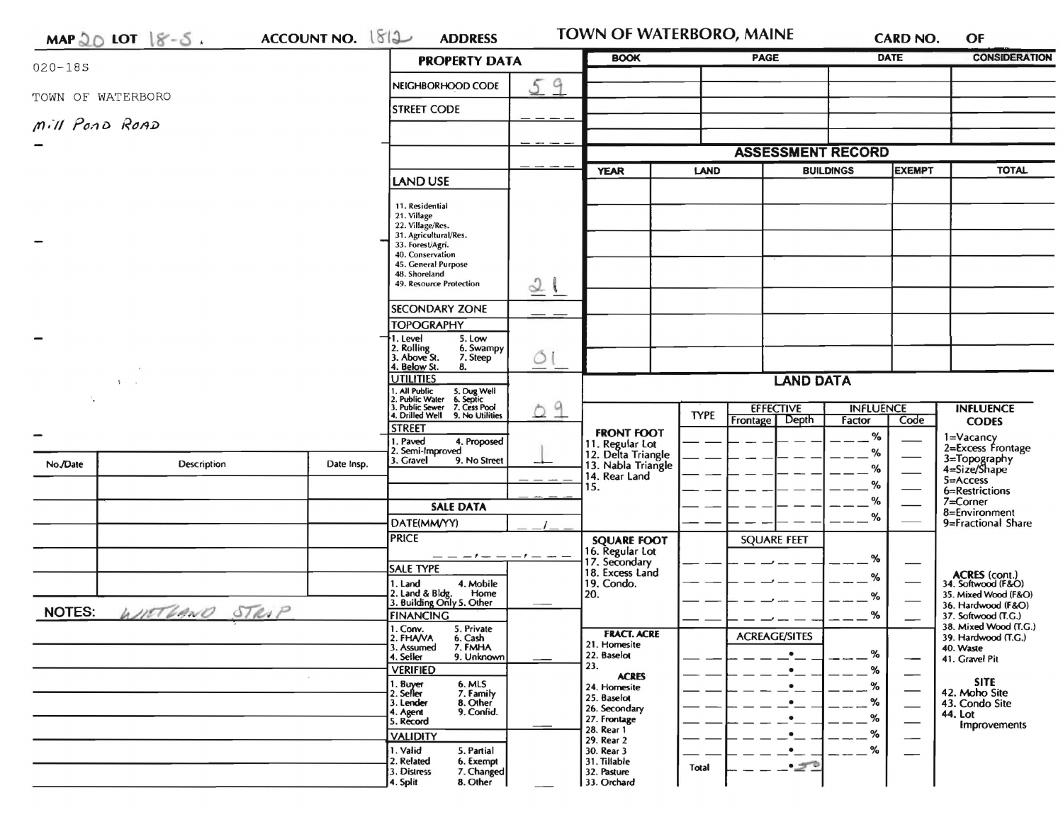MAP 20 LOT 18-S . ACCOUNT NO. 1812 ADDRESS **TOWN OF WATERBORO, MAINE** CARD NO. OF

020-18S

TOWN OF WATERBORO

Mill Pond Road

| No./Date | Description | Date Insp. |
|---|---|---|
| | | |
| | | |
| | | |
| | | |
| | | |

NOTES: WETLAND STRIP

## PROPERTY DATA

| | |
|---|---|
| NEIGHBORHOOD CODE | 59 |
| STREET CODE | |
| | |
| | |
| **LAND USE**<br>11. Residential<br>21. Village<br>22. Village/Res.<br>31. Agricultural/Res.<br>33. Forest/Agri.<br>40. Conservation<br>45. General Purpose<br>48. Shoreland<br>49. Resource Protection | 21 |
| SECONDARY ZONE | |
| **TOPOGRAPHY**<br>1. Level 5. Low<br>2. Rolling 6. Swampy<br>3. Above St. 7. Steep<br>4. Below St. 8. | 01 |
| **UTILITIES**<br>1. All Public 5. Dug Well<br>2. Public Water 6. Septic<br>3. Public Sewer 7. Cess Pool<br>4. Drilled Well 9. No Utilities | 09 |
| **STREET**<br>1. Paved 4. Proposed<br>2. Semi-Improved<br>3. Gravel 9. No Street | 1 |
| | |

## SALE DATA

| | |
|---|---|
| DATE(MM/YY) | |
| PRICE | |
| **SALE TYPE**<br>1. Land 4. Mobile Home<br>2. Land & Bldg.<br>3. Building Only 5. Other | |
| **FINANCING**<br>1. Conv. 5. Private<br>2. FHA/VA 6. Cash<br>3. Assumed 7. FMHA<br>4. Seller 9. Unknown | |
| **VERIFIED**<br>1. Buyer 6. MLS<br>2. Seller 7. Family<br>3. Lender 8. Other<br>4. Agent 9. Confid.<br>5. Record | |
| **VALIDITY**<br>1. Valid 5. Partial<br>2. Related 6. Exempt<br>3. Distress 7. Changed<br>4. Split 8. Other | |

| BOOK | PAGE | DATE | CONSIDERATION |
|---|---|---|---|
| | | | |
| | | | |
| | | | |
| | | | |

## ASSESSMENT RECORD

| YEAR | LAND | BUILDINGS | EXEMPT | TOTAL |
|---|---|---|---|---|
| | | | | |
| | | | | |
| | | | | |
| | | | | |
| | | | | |

## LAND DATA

| | TYPE | EFFECTIVE Frontage | EFFECTIVE Depth | INFLUENCE Factor | INFLUENCE Code |
|---|---|---|---|---|---|
| **FRONT FOOT**<br>11. Regular Lot<br>12. Delta Triangle<br>13. Nabla Triangle<br>14. Rear Land<br>15. | | | | % | |
| **SQUARE FOOT**<br>16. Regular Lot<br>17. Secondary<br>18. Excess Land<br>19. Condo.<br>20. | | SQUARE FEET | | % | |
| **FRACT. ACRE**<br>21. Homesite<br>22. Baselot<br>23.<br>**ACRES**<br>24. Homesite<br>25. Baselot<br>26. Secondary<br>27. Frontage<br>28. Rear 1<br>29. Rear 2<br>30. Rear 3<br>31. Tillable<br>32. Pasture<br>33. Orchard | | ACREAGE/SITES | | % | |
| | Total | .50 | | | |

**INFLUENCE CODES**
1=Vacancy
2=Excess Frontage
3=Topography
4=Size/Shape
5=Access
6=Restrictions
7=Corner
8=Environment
9=Fractional Share

**ACRES (cont.)**
34. Softwood (F&O)
35. Mixed Wood (F&O)
36. Hardwood (F&O)
37. Softwood (T.G.)
38. Mixed Wood (T.G.)
39. Hardwood (T.G.)
40. Waste
41. Gravel Pit

**SITE**
42. Moho Site
43. Condo Site
44. Lot Improvements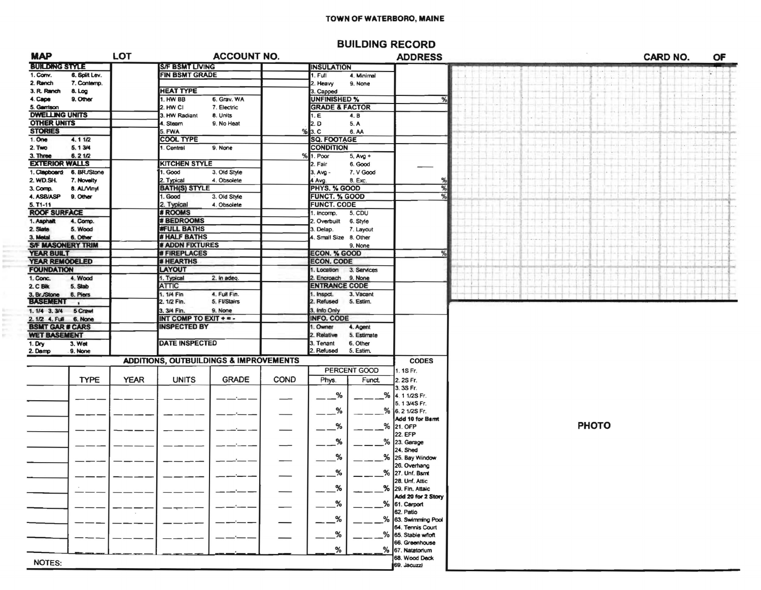TOWN OF WATERBORO, MAINE

# BUILDING RECORD

MAP　　LOT　　ACCOUNT NO.　　ADDRESS　　CARD NO.　　OF

| | | | | | |
|---|---|---|---|---|---|
| **BUILDING STYLE** | | **S/F BSMT LIVING** | | **INSULATION** | |
| 1. Conv. 6. Split Lev. | | **FIN BSMT GRADE** | | 1. Full 4. Minimal | |
| 2. Ranch 7. Contemp. | | | | 2. Heavy 9. None | |
| 3. R. Ranch 8. Log | | **HEAT TYPE** | | 3. Capped | |
| 4. Cape 9. Other | | 1. HW BB 6. Grav. WA | | **UNFINISHED %** | % |
| 5. Garrison | | 2. HW CI 7. Electric | | **GRADE & FACTOR** | |
| **DWELLING UNITS** | | 3. HW Radiant 8. Units | | 1. E 4. B | |
| **OTHER UNITS** | | 4. Steam 9. No Heat | | 2. D 5. A | |
| **STORIES** | | 5. FWA | % | 3. C 6. AA | |
| 1. One 4. 1 1/2 | | **COOL TYPE** | | **SQ. FOOTAGE** | |
| 2. Two 5. 1 3/4 | | 1. Central 9. None | | **CONDITION** | |
| 3. Three 6. 2 1/2 | | | % | 1. Poor 5. Avg + | |
| **EXTERIOR WALLS** | | **KITCHEN STYLE** | | 2. Fair 6. Good | ___ |
| 1. Clapboard 6. BR./Stone | | 1. Good 3. Old Style | | 3. Avg - 7. V Good | |
| 2. WD.SH. 7. Novelty | | 2. Typical 4. Obsolete | | 4. Avg. 8. Exc. | % |
| 3. Comp. 8. AL/Vinyl | | **BATH(S) STYLE** | | **PHYS. % GOOD** | % |
| 4. ASB/ASP 9. Other | | 1. Good 3. Old Style | | **FUNCT. % GOOD** | % |
| 5. T1-11 | | 2. Typical 4. Obsolete | | **FUNCT. CODE** | |
| **ROOF SURFACE** | | **# ROOMS** | | 1. Incomp. 5. CDU | |
| 1. Asphalt 4. Comp. | | **# BEDROOMS** | | 2. Overbuilt 6. Style | |
| 2. Slate 5. Wood | | **#FULL BATHS** | | 3. Delap. 7. Layout | |
| 3. Metal 6. Other | | **# HALF BATHS** | | 4. Small Size 8. Other | |
| **S/F MASONERY TRIM** | | **# ADDN FIXTURES** | | 9. None | |
| **YEAR BUILT** | | **# FIREPLACES** | | **ECON. % GOOD** | % |
| **YEAR REMODELED** | | **# HEARTHS** | | **ECON. CODE** | |
| **FOUNDATION** | | **LAYOUT** | | 1. Location 3. Services | |
| 1. Conc. 4. Wood | | 1. Typical 2. In adeq. | | 2. Encroach 9. None | |
| 2. C Blk 5. Slab | | **ATTIC** | | **ENTRANCE CODE** | |
| 3. Br./Stone 6. Piers | | 1. 1/4 Fin 4. Full Fin. | | 1. Inspct. 3. Vacant | |
| **BASEMENT** | | 2. 1/2 Fin. 5. Fl/Stairs | | 2. Refused 5. Estim. | |
| 1. 1/4 3. 3/4 5 Crawl | | 3. 3/4 Fin. 9. None | | 3. Info Only | |
| 2. 1/2 4. Full 6. None | | **INT COMP TO EXIT + = -** | | **INFO. CODE** | |
| **BSMT GAR # CARS** | | **INSPECTED BY** | | 1. Owner 4. Agent | |
| **WET BASEMENT** | | | | 2. Relative 5. Estimate | |
| 1. Dry 3. Wet | | **DATE INSPECTED** | | 3. Tenant 6. Other | |
| 2. Damp 9. None | | | | 2. Refused 5. Estim. | |

## ADDITIONS, OUTBUILDINGS & IMPROVEMENTS

| | TYPE | YEAR | UNITS | GRADE | COND | PERCENT GOOD Phys. | PERCENT GOOD Funct. |
|---|---|---|---|---|---|---|---|
| | | | | | | % | % |
| | | | | | | % | % |
| | | | | | | % | % |
| | | | | | | % | % |
| | | | | | | % | % |
| | | | | | | % | % |
| | | | | | | % | % |
| | | | | | | % | % |
| | | | | | | % | % |
| | | | | | | % | % |
| | | | | | | % | % |

**CODES**
1. 1S Fr.
2. 2S Fr.
3. 3S Fr.
4. 1 1/2S Fr.
5. 1 3/4S Fr.
6. 2 1/2S Fr.

**Add 10 for Bsmt**

21. OFP
22. EFP
23. Garage
24. Shed
25. Bay Window
26. Overhang
27. Unf. Bsmt
28. Unf. Attic
29. Fin. Attaic

**Add 20 for 2 Story**

61. Carport
62. Patio
63. Swimming Pool
64. Tennis Court
65. Stable w/loft
66. Greenhouse
67. Natatorium
68. Wood Deck
69. Jacuzzi

NOTES:

PHOTO